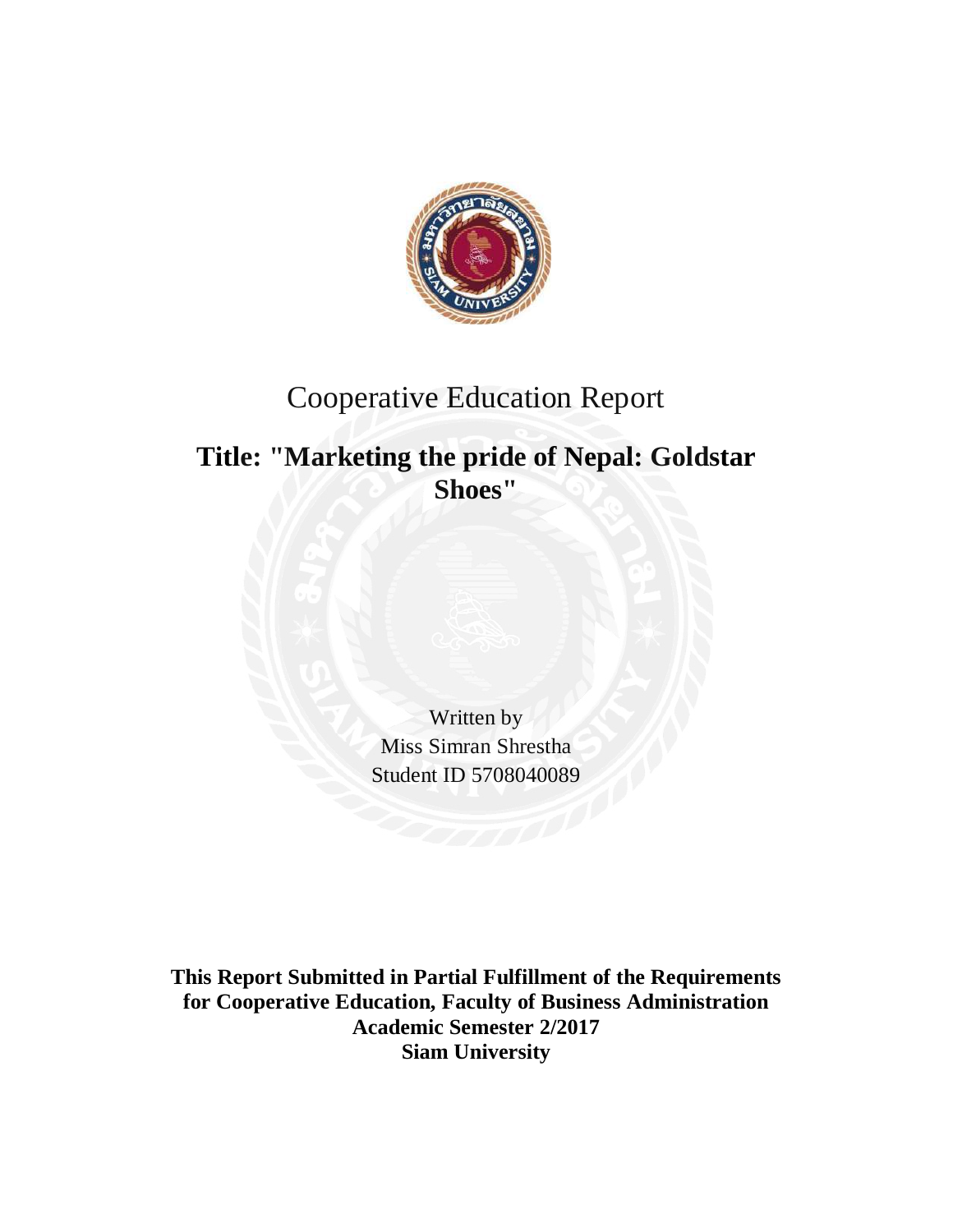# Cooperative Education Report

## Title: "Marketing the pride of Nepal: Goldstar Shoes"

Written by
Miss Simran Shrestha
Student ID 5708040089

**This Report Submitted in Partial Fulfillment of the Requirements for Cooperative Education, Faculty of Business Administration**
**Academic Semester 2/2017**
**Siam University**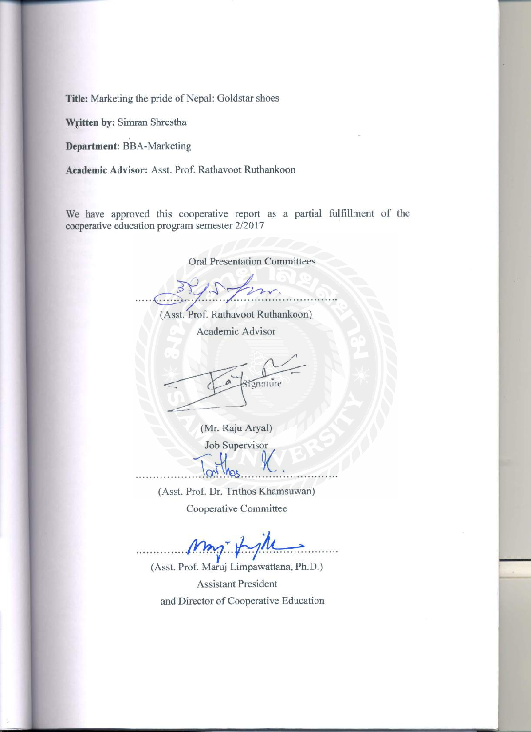**Title:** Marketing the pride of Nepal: Goldstar shoes

**Written by:** Simran Shrestha

**Department:** BBA-Marketing

**Academic Advisor:** Asst. Prof. Rathavoot Ruthankoon

We have approved this cooperative report as a partial fulfillment of the cooperative education program semester 2/2017

Oral Presentation Committees

..............................................

(Asst. Prof. Rathavoot Ruthankoon)

Academic Advisor

Signature

(Mr. Raju Aryal)

Job Supervisor

..............................................

(Asst. Prof. Dr. Trithos Khamsuwan)

Cooperative Committee

..............................................

(Asst. Prof. Maruj Limpawattana, Ph.D.)

Assistant President

and Director of Cooperative Education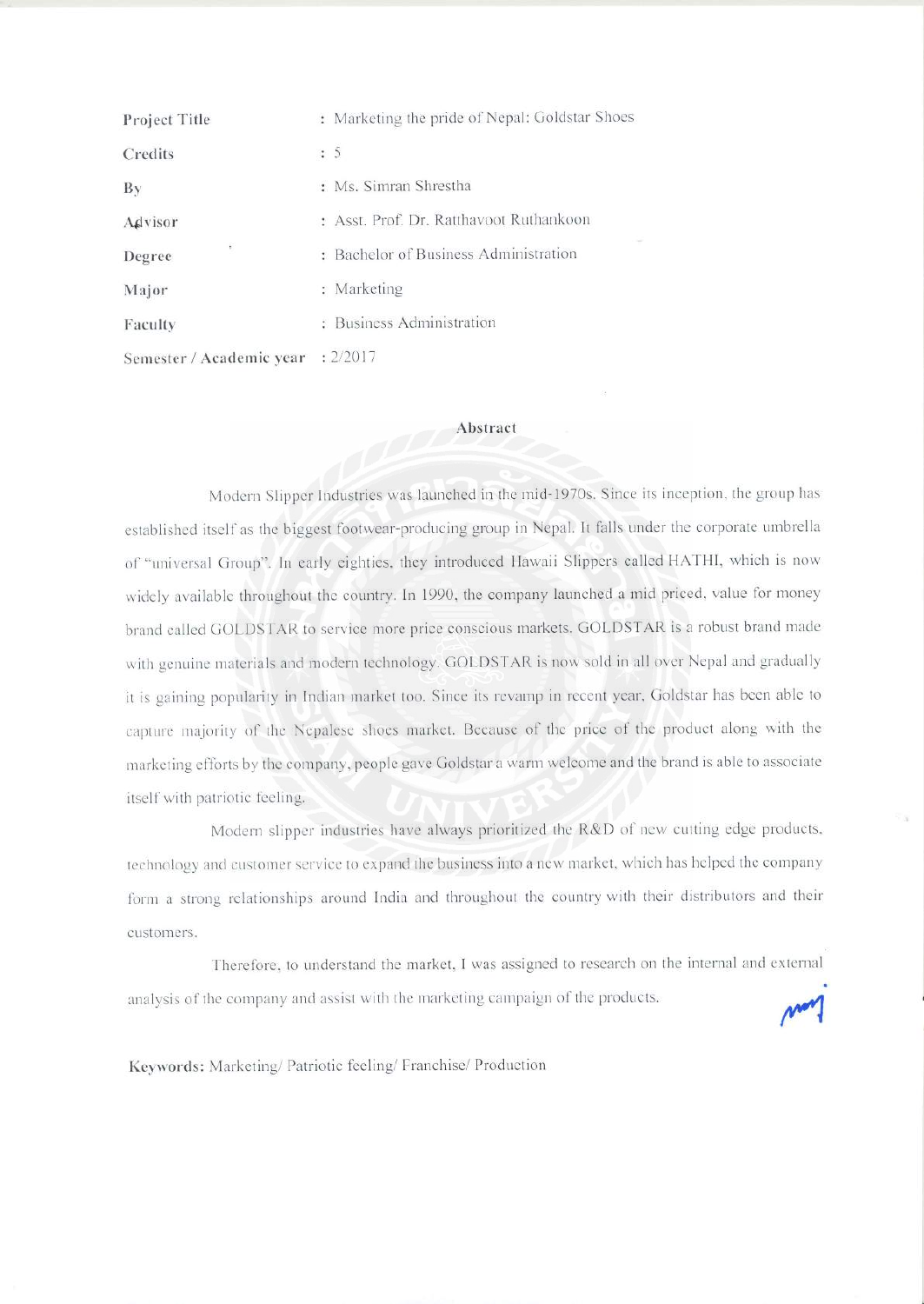| Project Title | : Marketing the pride of Nepal: Goldstar Shoes |
|---|---|
| Credits | : 5 |
| By | : Ms. Simran Shrestha |
| Advisor | : Asst. Prof. Dr. Ratthavoot Ruthankoon |
| Degree | : Bachelor of Business Administration |
| Major | : Marketing |
| Faculty | : Business Administration |
| Semester / Academic year | : 2/2017 |

## Abstract

Modern Slipper Industries was launched in the mid-1970s. Since its inception, the group has established itself as the biggest footwear-producing group in Nepal. It falls under the corporate umbrella of "universal Group". In early eighties, they introduced Hawaii Slippers called HATHI, which is now widely available throughout the country. In 1990, the company launched a mid priced, value for money brand called GOLDSTAR to service more price conscious markets. GOLDSTAR is a robust brand made with genuine materials and modern technology. GOLDSTAR is now sold in all over Nepal and gradually it is gaining popularity in Indian market too. Since its revamp in recent year, Goldstar has been able to capture majority of the Nepalese shoes market. Because of the price of the product along with the marketing efforts by the company, people gave Goldstar a warm welcome and the brand is able to associate itself with patriotic feeling.

Modern slipper industries have always prioritized the R&D of new cutting edge products, technology and customer service to expand the business into a new market, which has helped the company form a strong relationships around India and throughout the country with their distributors and their customers.

Therefore, to understand the market, I was assigned to research on the internal and external analysis of the company and assist with the marketing campaign of the products.

**Keywords:** Marketing/ Patriotic feeling/ Franchise/ Production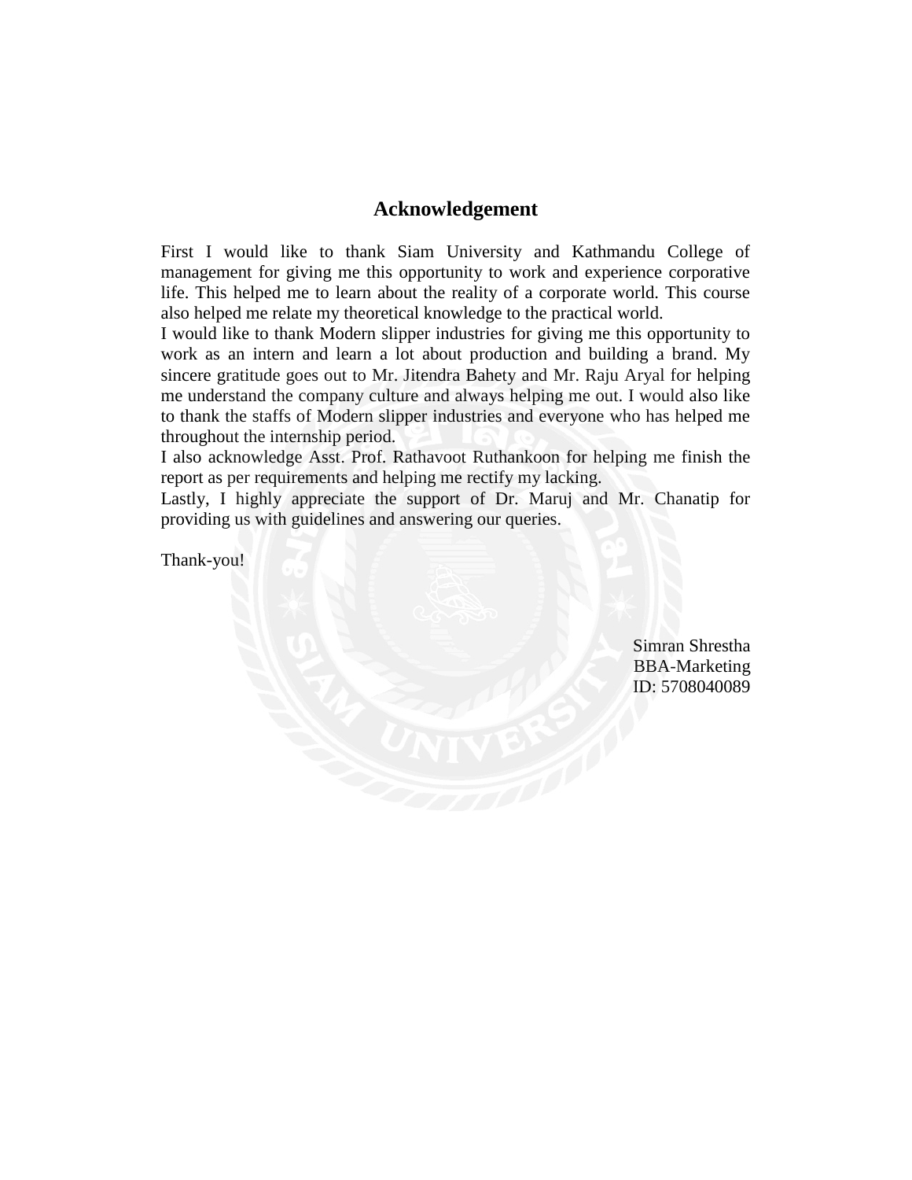## Acknowledgement

First I would like to thank Siam University and Kathmandu College of management for giving me this opportunity to work and experience corporative life. This helped me to learn about the reality of a corporate world. This course also helped me relate my theoretical knowledge to the practical world.
I would like to thank Modern slipper industries for giving me this opportunity to work as an intern and learn a lot about production and building a brand. My sincere gratitude goes out to Mr. Jitendra Bahety and Mr. Raju Aryal for helping me understand the company culture and always helping me out. I would also like to thank the staffs of Modern slipper industries and everyone who has helped me throughout the internship period.
I also acknowledge Asst. Prof. Rathavoot Ruthankoon for helping me finish the report as per requirements and helping me rectify my lacking.
Lastly, I highly appreciate the support of Dr. Maruj and Mr. Chanatip for providing us with guidelines and answering our queries.

Thank-you!

Simran Shrestha
BBA-Marketing
ID: 5708040089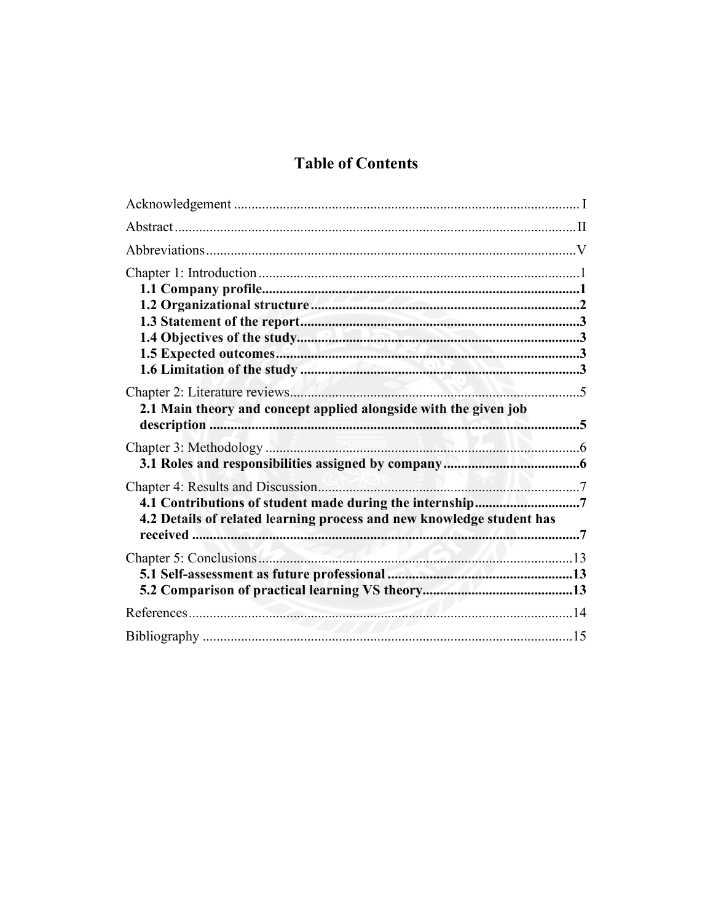# Table of Contents

Acknowledgement ........................................................................................ I

Abstract ....................................................................................................... II

Abbreviations .............................................................................................. V

Chapter 1: Introduction ................................................................................ 1

**1.1 Company profile.................................................................................... 1**

**1.2 Organizational structure ....................................................................... 2**

**1.3 Statement of the report......................................................................... 3**

**1.4 Objectives of the study.......................................................................... 3**

**1.5 Expected outcomes................................................................................ 3**

**1.6 Limitation of the study ......................................................................... 3**

Chapter 2: Literature reviews....................................................................... 5

**2.1 Main theory and concept applied alongside with the given job description ................................................................................................... 5**

Chapter 3: Methodology .............................................................................. 6

**3.1 Roles and responsibilities assigned by company ................................... 6**

Chapter 4: Results and Discussion................................................................ 7

**4.1 Contributions of student made during the internship............................ 7**

**4.2 Details of related learning process and new knowledge student has received ...................................................................................................... 7**

Chapter 5: Conclusions................................................................................ 13

**5.1 Self-assessment as future professional ................................................. 13**

**5.2 Comparison of practical learning VS theory......................................... 13**

References ................................................................................................... 14

Bibliography ............................................................................................... 15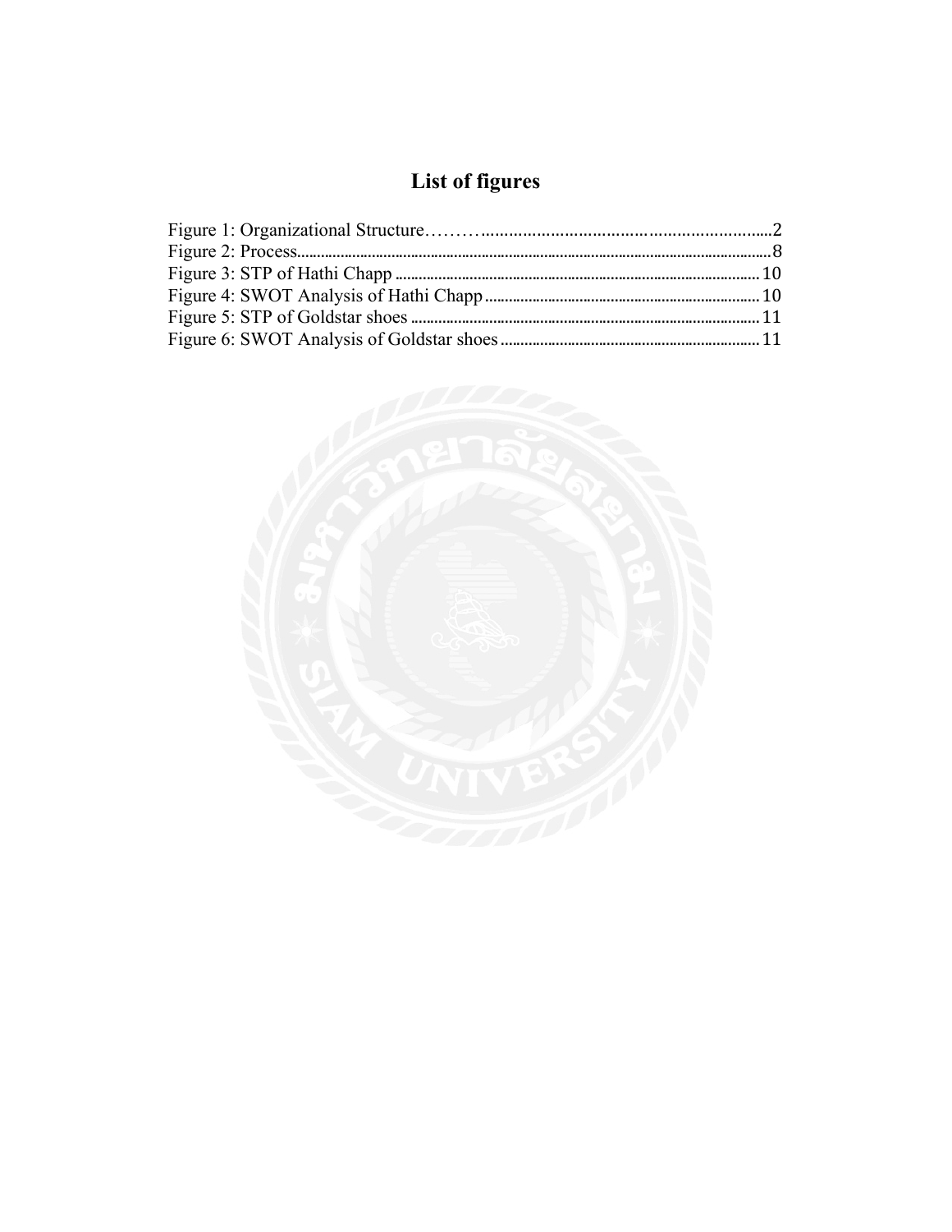# List of figures

Figure 1: Organizational Structure ........................................................................ 2
Figure 2: Process ................................................................................................ 8
Figure 3: STP of Hathi Chapp ............................................................................ 10
Figure 4: SWOT Analysis of Hathi Chapp ......................................................... 10
Figure 5: STP of Goldstar shoes ........................................................................ 11
Figure 6: SWOT Analysis of Goldstar shoes ...................................................... 11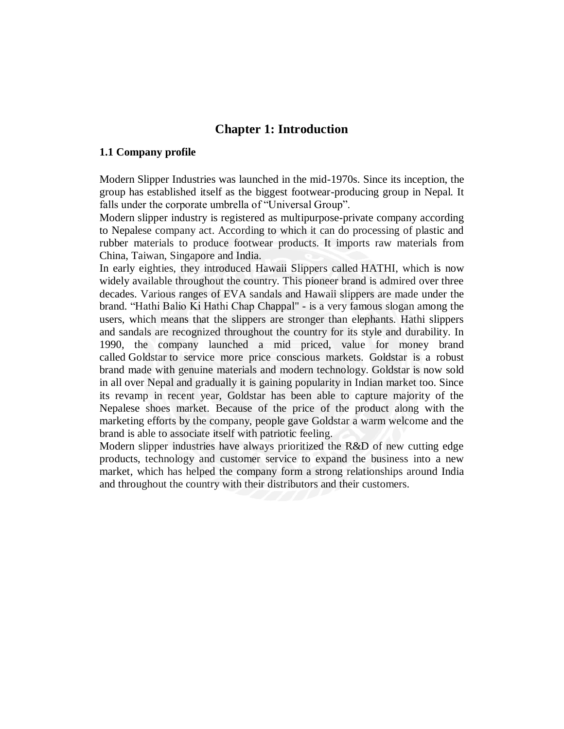# Chapter 1: Introduction

## 1.1 Company profile

Modern Slipper Industries was launched in the mid-1970s. Since its inception, the group has established itself as the biggest footwear-producing group in Nepal. It falls under the corporate umbrella of "Universal Group".

Modern slipper industry is registered as multipurpose-private company according to Nepalese company act. According to which it can do processing of plastic and rubber materials to produce footwear products. It imports raw materials from China, Taiwan, Singapore and India.

In early eighties, they introduced Hawaii Slippers called HATHI, which is now widely available throughout the country. This pioneer brand is admired over three decades. Various ranges of EVA sandals and Hawaii slippers are made under the brand. "Hathi Balio Ki Hathi Chap Chappal" - is a very famous slogan among the users, which means that the slippers are stronger than elephants. Hathi slippers and sandals are recognized throughout the country for its style and durability. In 1990, the company launched a mid priced, value for money brand called Goldstar to service more price conscious markets. Goldstar is a robust brand made with genuine materials and modern technology. Goldstar is now sold in all over Nepal and gradually it is gaining popularity in Indian market too. Since its revamp in recent year, Goldstar has been able to capture majority of the Nepalese shoes market. Because of the price of the product along with the marketing efforts by the company, people gave Goldstar a warm welcome and the brand is able to associate itself with patriotic feeling.

Modern slipper industries have always prioritized the R&D of new cutting edge products, technology and customer service to expand the business into a new market, which has helped the company form a strong relationships around India and throughout the country with their distributors and their customers.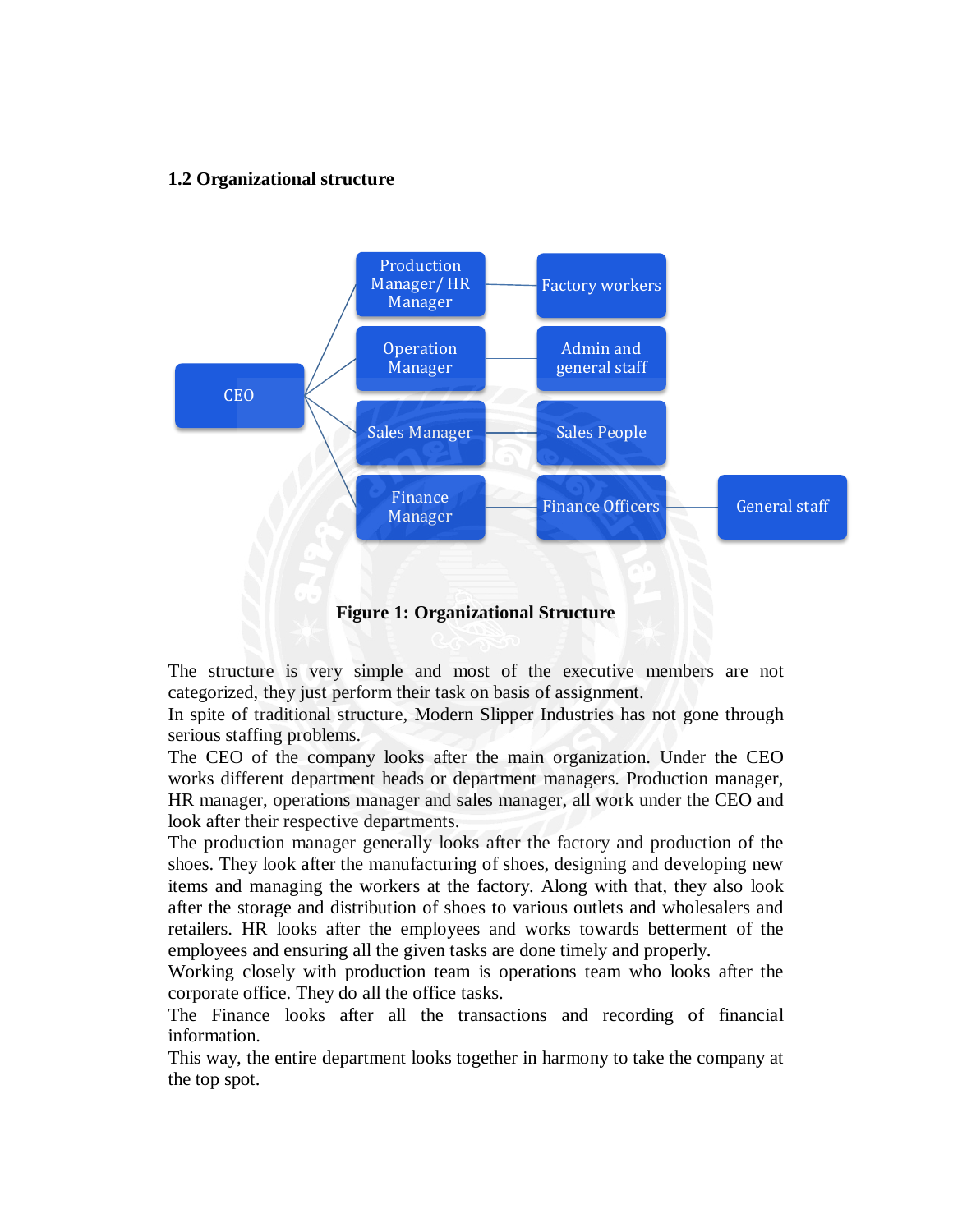### 1.2 Organizational structure

- CEO
  - Production Manager/ HR Manager
    - Factory workers
  - Operation Manager
    - Admin and general staff
  - Sales Manager
    - Sales People
  - Finance Manager
    - Finance Officers
      - General staff

**Figure 1: Organizational Structure**

The structure is very simple and most of the executive members are not categorized, they just perform their task on basis of assignment.
In spite of traditional structure, Modern Slipper Industries has not gone through serious staffing problems.
The CEO of the company looks after the main organization. Under the CEO works different department heads or department managers. Production manager, HR manager, operations manager and sales manager, all work under the CEO and look after their respective departments.
The production manager generally looks after the factory and production of the shoes. They look after the manufacturing of shoes, designing and developing new items and managing the workers at the factory. Along with that, they also look after the storage and distribution of shoes to various outlets and wholesalers and retailers. HR looks after the employees and works towards betterment of the employees and ensuring all the given tasks are done timely and properly.
Working closely with production team is operations team who looks after the corporate office. They do all the office tasks.
The Finance looks after all the transactions and recording of financial information.
This way, the entire department looks together in harmony to take the company at the top spot.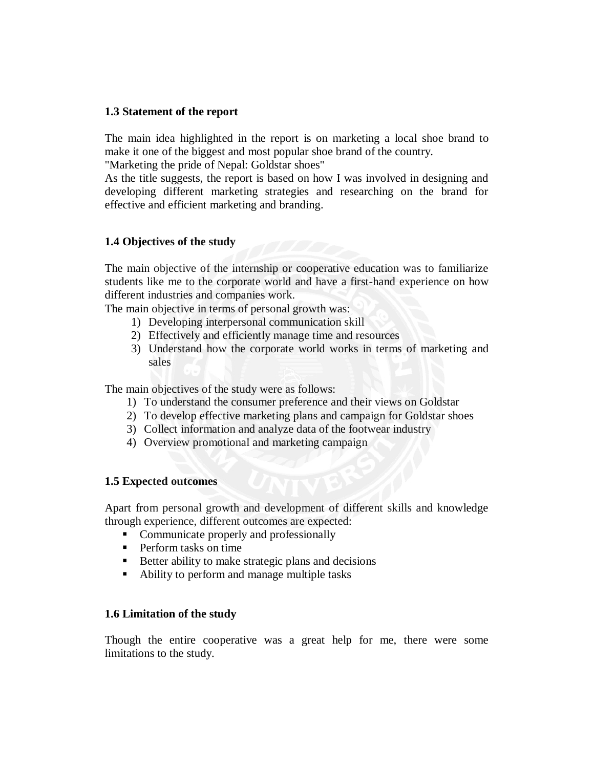### 1.3 Statement of the report

The main idea highlighted in the report is on marketing a local shoe brand to make it one of the biggest and most popular shoe brand of the country.
"Marketing the pride of Nepal: Goldstar shoes"
As the title suggests, the report is based on how I was involved in designing and developing different marketing strategies and researching on the brand for effective and efficient marketing and branding.

### 1.4 Objectives of the study

The main objective of the internship or cooperative education was to familiarize students like me to the corporate world and have a first-hand experience on how different industries and companies work.
The main objective in terms of personal growth was:

1) Developing interpersonal communication skill
2) Effectively and efficiently manage time and resources
3) Understand how the corporate world works in terms of marketing and sales

The main objectives of the study were as follows:

1) To understand the consumer preference and their views on Goldstar
2) To develop effective marketing plans and campaign for Goldstar shoes
3) Collect information and analyze data of the footwear industry
4) Overview promotional and marketing campaign

### 1.5 Expected outcomes

Apart from personal growth and development of different skills and knowledge through experience, different outcomes are expected:

- Communicate properly and professionally
- Perform tasks on time
- Better ability to make strategic plans and decisions
- Ability to perform and manage multiple tasks

### 1.6 Limitation of the study

Though the entire cooperative was a great help for me, there were some limitations to the study.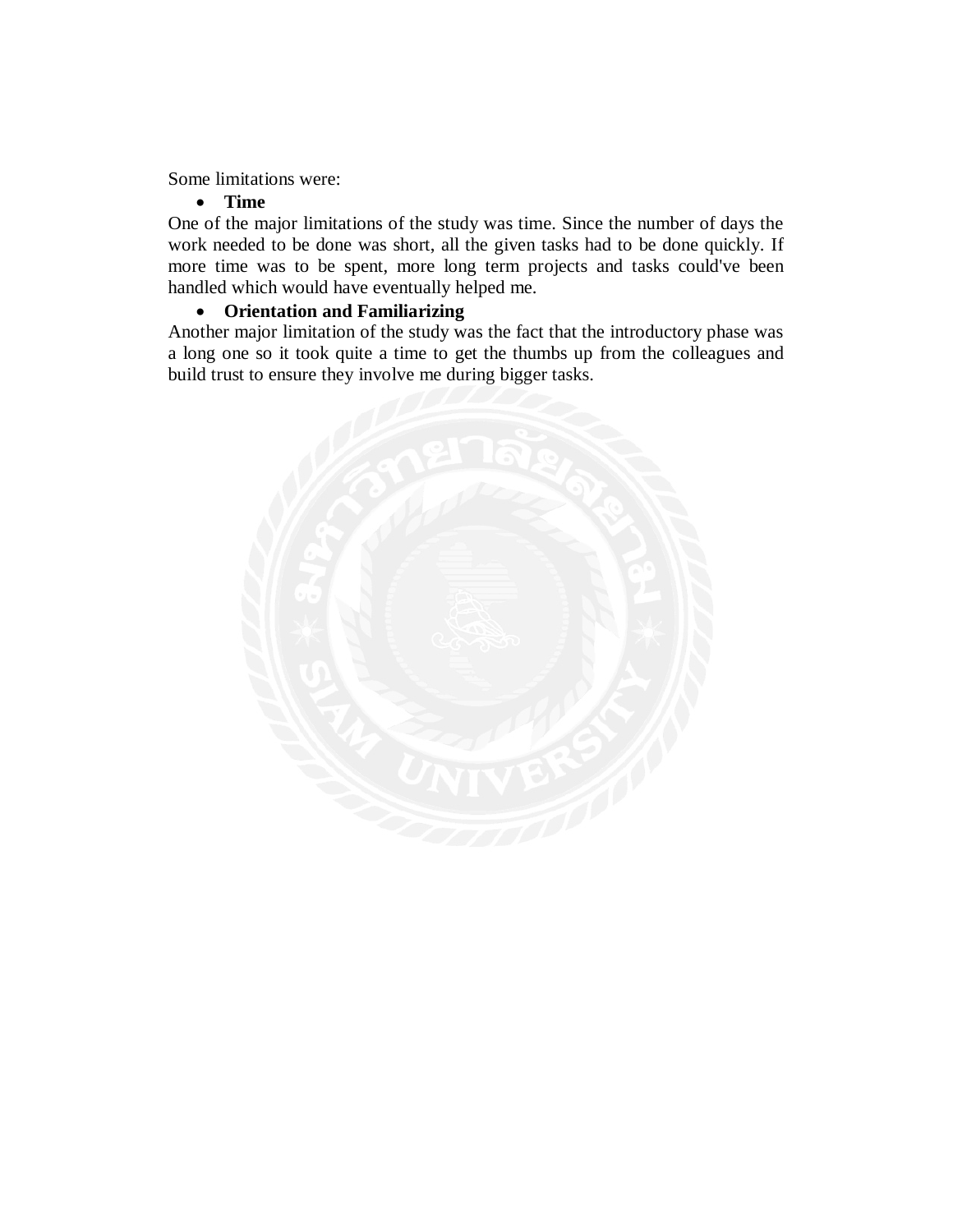Some limitations were:

- **Time**

One of the major limitations of the study was time. Since the number of days the work needed to be done was short, all the given tasks had to be done quickly. If more time was to be spent, more long term projects and tasks could've been handled which would have eventually helped me.

- **Orientation and Familiarizing**

Another major limitation of the study was the fact that the introductory phase was a long one so it took quite a time to get the thumbs up from the colleagues and build trust to ensure they involve me during bigger tasks.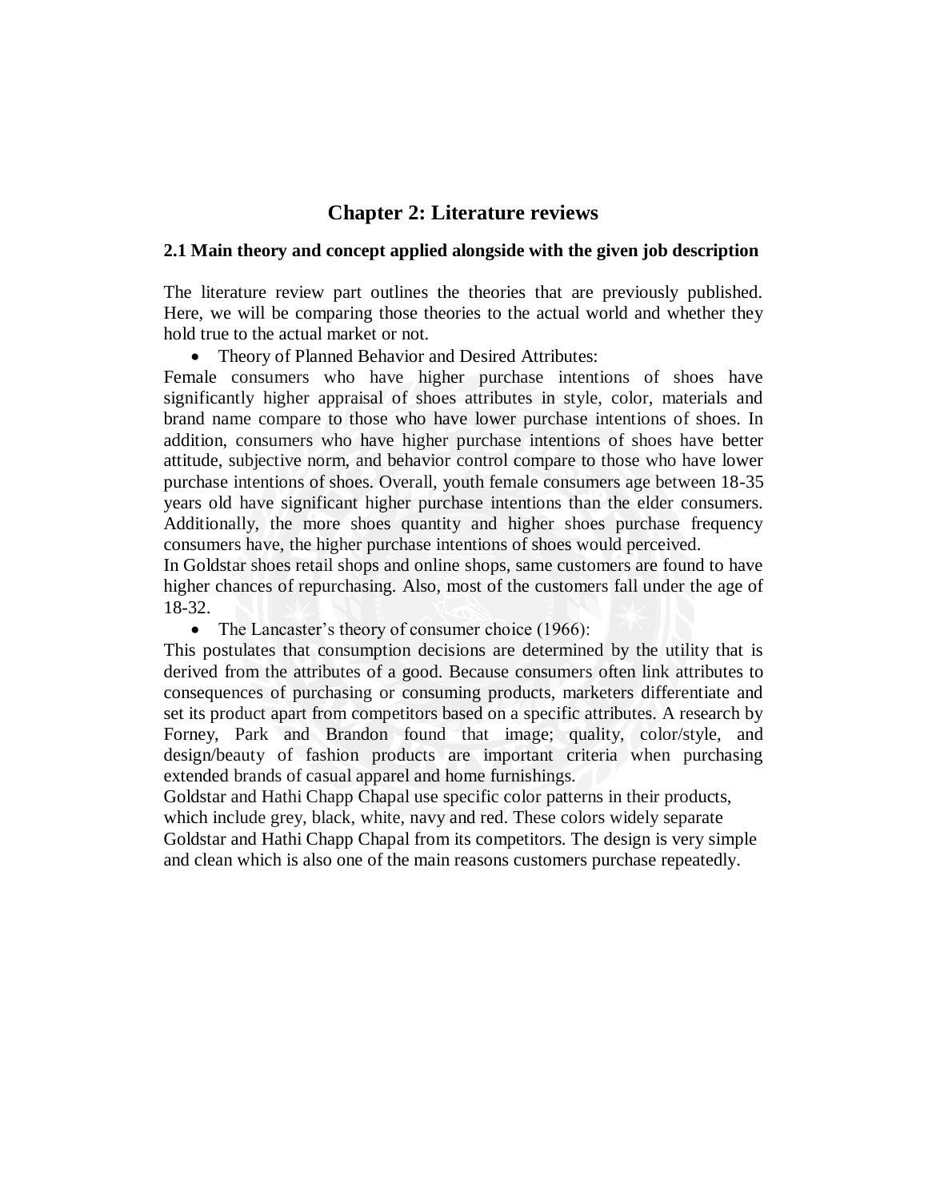# Chapter 2: Literature reviews

## 2.1 Main theory and concept applied alongside with the given job description

The literature review part outlines the theories that are previously published. Here, we will be comparing those theories to the actual world and whether they hold true to the actual market or not.

- Theory of Planned Behavior and Desired Attributes:

Female consumers who have higher purchase intentions of shoes have significantly higher appraisal of shoes attributes in style, color, materials and brand name compare to those who have lower purchase intentions of shoes. In addition, consumers who have higher purchase intentions of shoes have better attitude, subjective norm, and behavior control compare to those who have lower purchase intentions of shoes. Overall, youth female consumers age between 18-35 years old have significant higher purchase intentions than the elder consumers. Additionally, the more shoes quantity and higher shoes purchase frequency consumers have, the higher purchase intentions of shoes would perceived.

In Goldstar shoes retail shops and online shops, same customers are found to have higher chances of repurchasing. Also, most of the customers fall under the age of 18-32.

- The Lancaster's theory of consumer choice (1966):

This postulates that consumption decisions are determined by the utility that is derived from the attributes of a good. Because consumers often link attributes to consequences of purchasing or consuming products, marketers differentiate and set its product apart from competitors based on a specific attributes. A research by Forney, Park and Brandon found that image; quality, color/style, and design/beauty of fashion products are important criteria when purchasing extended brands of casual apparel and home furnishings.

Goldstar and Hathi Chapp Chapal use specific color patterns in their products, which include grey, black, white, navy and red. These colors widely separate Goldstar and Hathi Chapp Chapal from its competitors. The design is very simple and clean which is also one of the main reasons customers purchase repeatedly.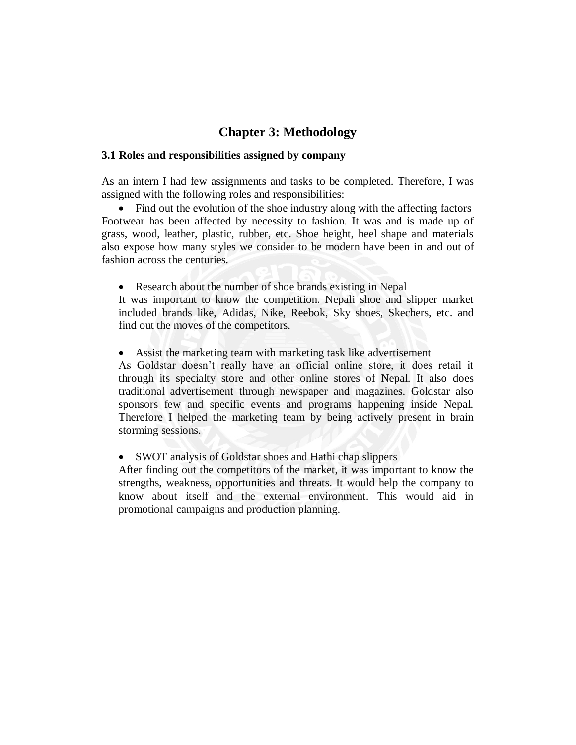# Chapter 3: Methodology

### 3.1 Roles and responsibilities assigned by company

As an intern I had few assignments and tasks to be completed. Therefore, I was assigned with the following roles and responsibilities:

- Find out the evolution of the shoe industry along with the affecting factors

Footwear has been affected by necessity to fashion. It was and is made up of grass, wood, leather, plastic, rubber, etc. Shoe height, heel shape and materials also expose how many styles we consider to be modern have been in and out of fashion across the centuries.

- Research about the number of shoe brands existing in Nepal

  It was important to know the competition. Nepali shoe and slipper market included brands like, Adidas, Nike, Reebok, Sky shoes, Skechers, etc. and find out the moves of the competitors.

- Assist the marketing team with marketing task like advertisement

  As Goldstar doesn't really have an official online store, it does retail it through its specialty store and other online stores of Nepal. It also does traditional advertisement through newspaper and magazines. Goldstar also sponsors few and specific events and programs happening inside Nepal. Therefore I helped the marketing team by being actively present in brain storming sessions.

- SWOT analysis of Goldstar shoes and Hathi chap slippers

  After finding out the competitors of the market, it was important to know the strengths, weakness, opportunities and threats. It would help the company to know about itself and the external environment. This would aid in promotional campaigns and production planning.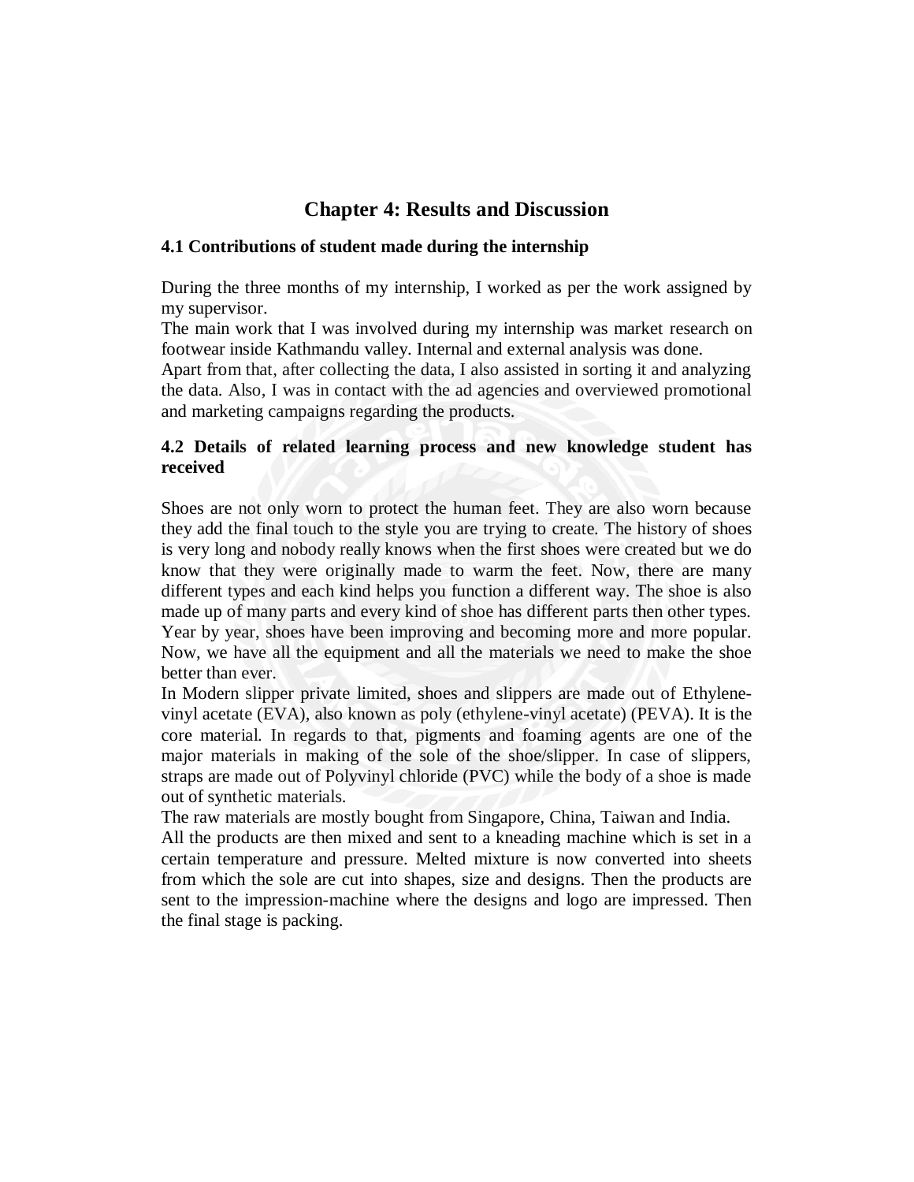# Chapter 4: Results and Discussion

## 4.1 Contributions of student made during the internship

During the three months of my internship, I worked as per the work assigned by my supervisor.

The main work that I was involved during my internship was market research on footwear inside Kathmandu valley. Internal and external analysis was done.

Apart from that, after collecting the data, I also assisted in sorting it and analyzing the data. Also, I was in contact with the ad agencies and overviewed promotional and marketing campaigns regarding the products.

## 4.2 Details of related learning process and new knowledge student has received

Shoes are not only worn to protect the human feet. They are also worn because they add the final touch to the style you are trying to create. The history of shoes is very long and nobody really knows when the first shoes were created but we do know that they were originally made to warm the feet. Now, there are many different types and each kind helps you function a different way. The shoe is also made up of many parts and every kind of shoe has different parts then other types. Year by year, shoes have been improving and becoming more and more popular. Now, we have all the equipment and all the materials we need to make the shoe better than ever.

In Modern slipper private limited, shoes and slippers are made out of Ethylene-vinyl acetate (EVA), also known as poly (ethylene-vinyl acetate) (PEVA). It is the core material. In regards to that, pigments and foaming agents are one of the major materials in making of the sole of the shoe/slipper. In case of slippers, straps are made out of Polyvinyl chloride (PVC) while the body of a shoe is made out of synthetic materials.

The raw materials are mostly bought from Singapore, China, Taiwan and India.

All the products are then mixed and sent to a kneading machine which is set in a certain temperature and pressure. Melted mixture is now converted into sheets from which the sole are cut into shapes, size and designs. Then the products are sent to the impression-machine where the designs and logo are impressed. Then the final stage is packing.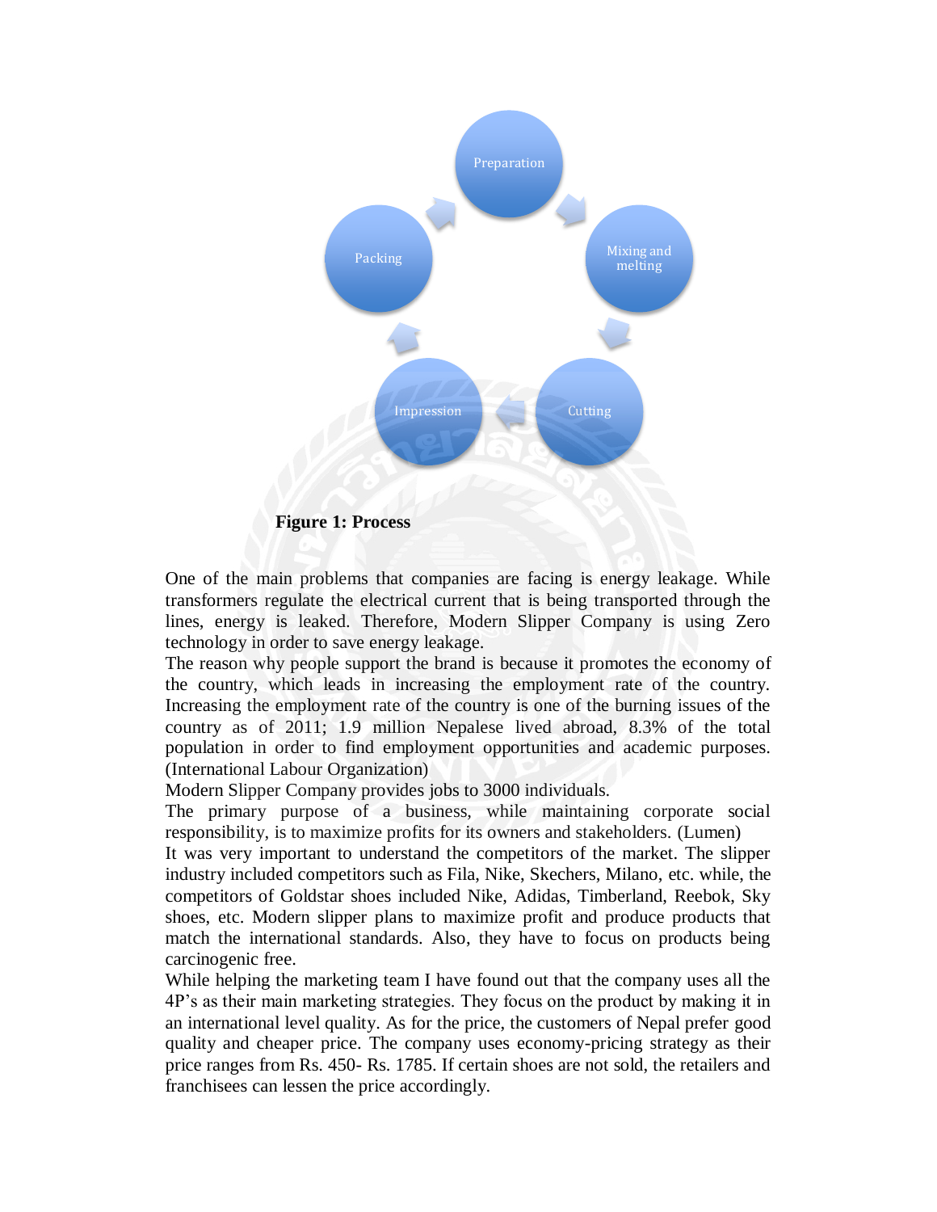Preparation

Mixing and melting

Cutting

Impression

Packing

**Figure 1: Process**

One of the main problems that companies are facing is energy leakage. While transformers regulate the electrical current that is being transported through the lines, energy is leaked. Therefore, Modern Slipper Company is using Zero technology in order to save energy leakage.

The reason why people support the brand is because it promotes the economy of the country, which leads in increasing the employment rate of the country. Increasing the employment rate of the country is one of the burning issues of the country as of 2011; 1.9 million Nepalese lived abroad, 8.3% of the total population in order to find employment opportunities and academic purposes. (International Labour Organization)

Modern Slipper Company provides jobs to 3000 individuals.

The primary purpose of a business, while maintaining corporate social responsibility, is to maximize profits for its owners and stakeholders. (Lumen)

It was very important to understand the competitors of the market. The slipper industry included competitors such as Fila, Nike, Skechers, Milano, etc. while, the competitors of Goldstar shoes included Nike, Adidas, Timberland, Reebok, Sky shoes, etc. Modern slipper plans to maximize profit and produce products that match the international standards. Also, they have to focus on products being carcinogenic free.

While helping the marketing team I have found out that the company uses all the 4P's as their main marketing strategies. They focus on the product by making it in an international level quality. As for the price, the customers of Nepal prefer good quality and cheaper price. The company uses economy-pricing strategy as their price ranges from Rs. 450- Rs. 1785. If certain shoes are not sold, the retailers and franchisees can lessen the price accordingly.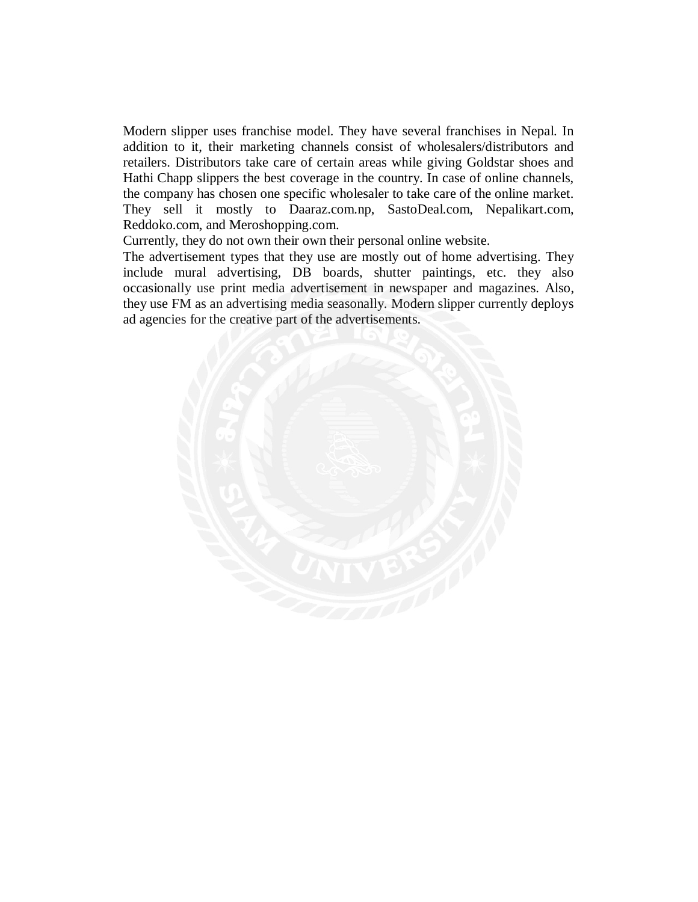Modern slipper uses franchise model. They have several franchises in Nepal. In addition to it, their marketing channels consist of wholesalers/distributors and retailers. Distributors take care of certain areas while giving Goldstar shoes and Hathi Chapp slippers the best coverage in the country. In case of online channels, the company has chosen one specific wholesaler to take care of the online market. They sell it mostly to Daaraz.com.np, SastoDeal.com, Nepalikart.com, Reddoko.com, and Meroshopping.com.

Currently, they do not own their own their personal online website.

The advertisement types that they use are mostly out of home advertising. They include mural advertising, DB boards, shutter paintings, etc. they also occasionally use print media advertisement in newspaper and magazines. Also, they use FM as an advertising media seasonally. Modern slipper currently deploys ad agencies for the creative part of the advertisements.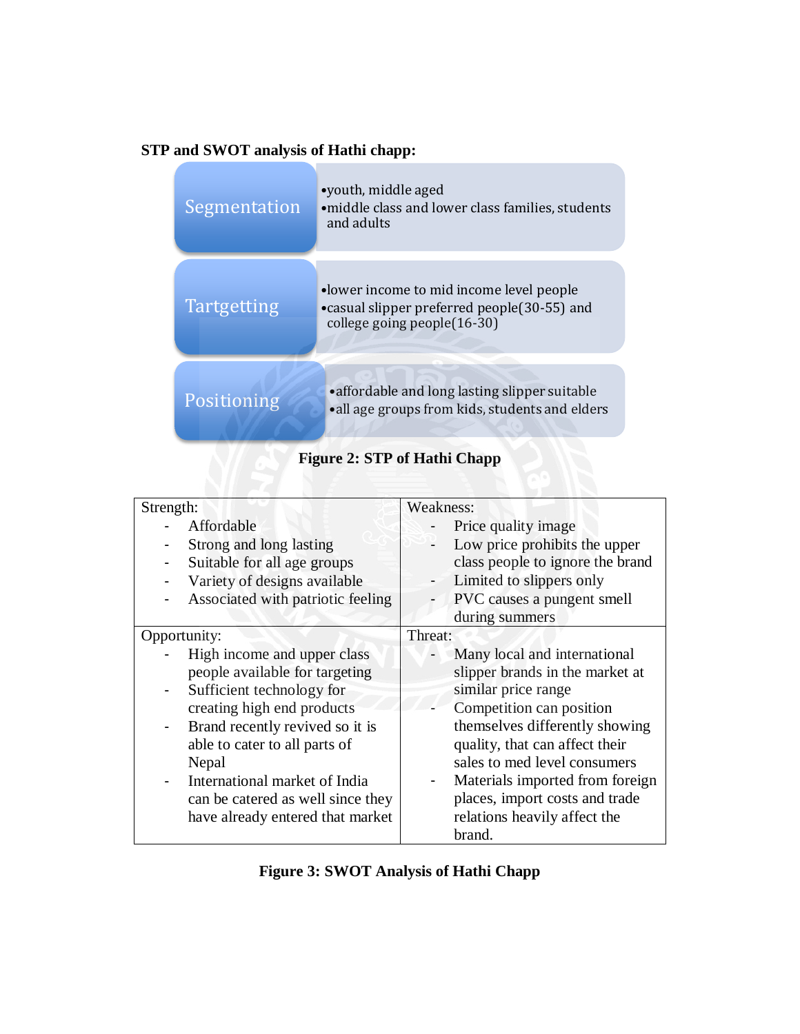**STP and SWOT analysis of Hathi chapp:**

| | |
|---|---|
| Segmentation | • youth, middle aged<br>• middle class and lower class families, students and adults |
| Tartgetting | • lower income to mid income level people<br>• casual slipper preferred people(30-55) and college going people(16-30) |
| Positioning | • affordable and long lasting slipper suitable<br>• all age groups from kids, students and elders |

**Figure 2: STP of Hathi Chapp**

| Strength: | Weakness: |
|---|---|
| - Affordable<br>- Strong and long lasting<br>- Suitable for all age groups<br>- Variety of designs available<br>- Associated with patriotic feeling | - Price quality image<br>- Low price prohibits the upper class people to ignore the brand<br>- Limited to slippers only<br>- PVC causes a pungent smell during summers |
| **Opportunity:** | **Threat:** |
| - High income and upper class people available for targeting<br>- Sufficient technology for creating high end products<br>- Brand recently revived so it is able to cater to all parts of Nepal<br>- International market of India can be catered as well since they have already entered that market | - Many local and international slipper brands in the market at similar price range<br>- Competition can position themselves differently showing quality, that can affect their sales to med level consumers<br>- Materials imported from foreign places, import costs and trade relations heavily affect the brand. |

**Figure 3: SWOT Analysis of Hathi Chapp**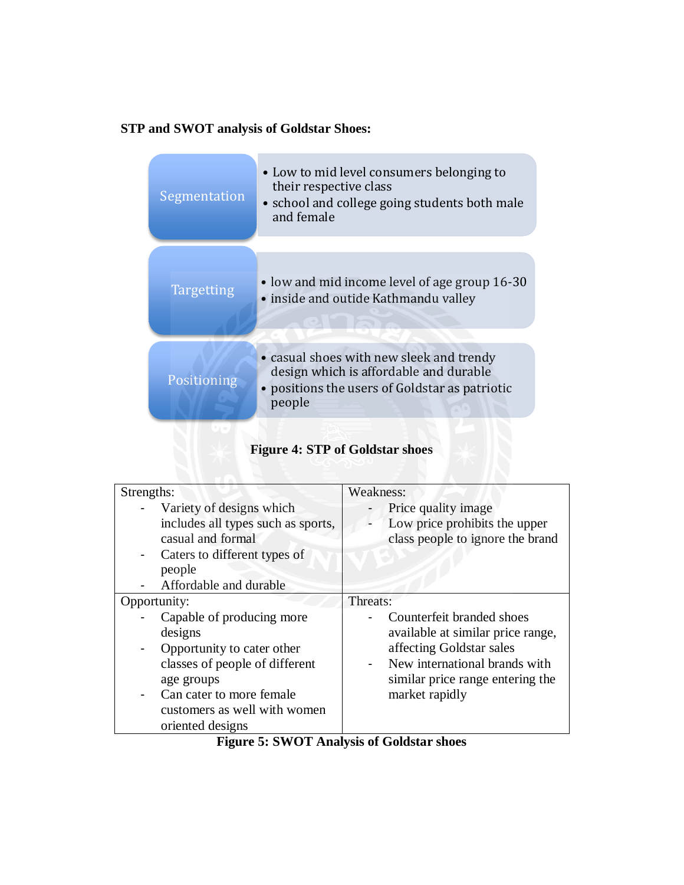**STP and SWOT analysis of Goldstar Shoes:**

| | |
|---|---|
| Segmentation | • Low to mid level consumers belonging to their respective class<br>• school and college going students both male and female |
| Targetting | • low and mid income level of age group 16-30<br>• inside and outide Kathmandu valley |
| Positioning | • casual shoes with new sleek and trendy design which is affordable and durable<br>• positions the users of Goldstar as patriotic people |

**Figure 4: STP of Goldstar shoes**

| Strengths: | Weakness: |
|---|---|
| - Variety of designs which includes all types such as sports, casual and formal<br>- Caters to different types of people<br>- Affordable and durable | - Price quality image<br>- Low price prohibits the upper class people to ignore the brand |
| **Opportunity:** | **Threats:** |
| - Capable of producing more designs<br>- Opportunity to cater other classes of people of different age groups<br>- Can cater to more female customers as well with women oriented designs | - Counterfeit branded shoes available at similar price range, affecting Goldstar sales<br>- New international brands with similar price range entering the market rapidly |

**Figure 5: SWOT Analysis of Goldstar shoes**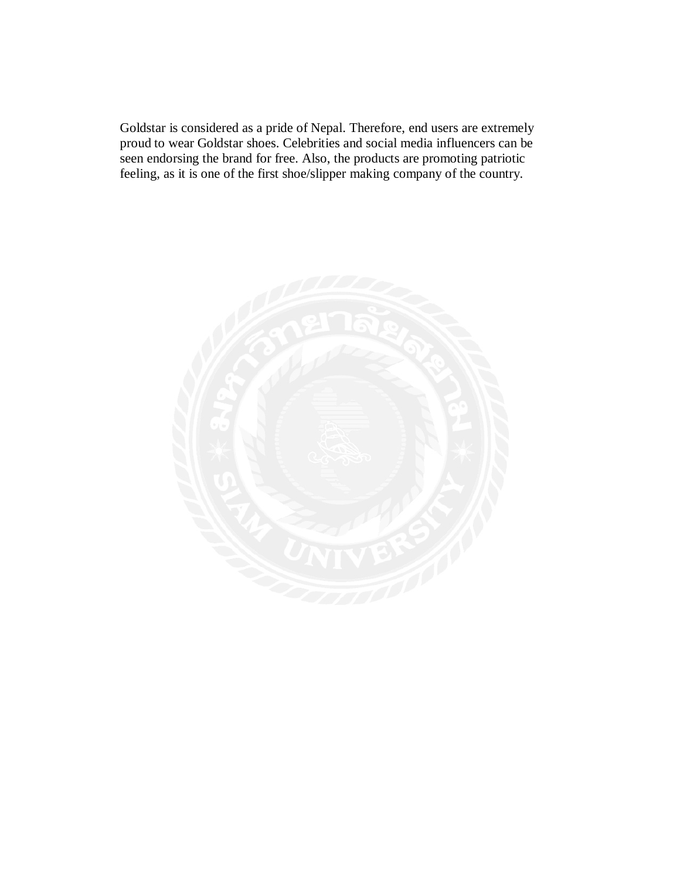Goldstar is considered as a pride of Nepal. Therefore, end users are extremely proud to wear Goldstar shoes. Celebrities and social media influencers can be seen endorsing the brand for free. Also, the products are promoting patriotic feeling, as it is one of the first shoe/slipper making company of the country.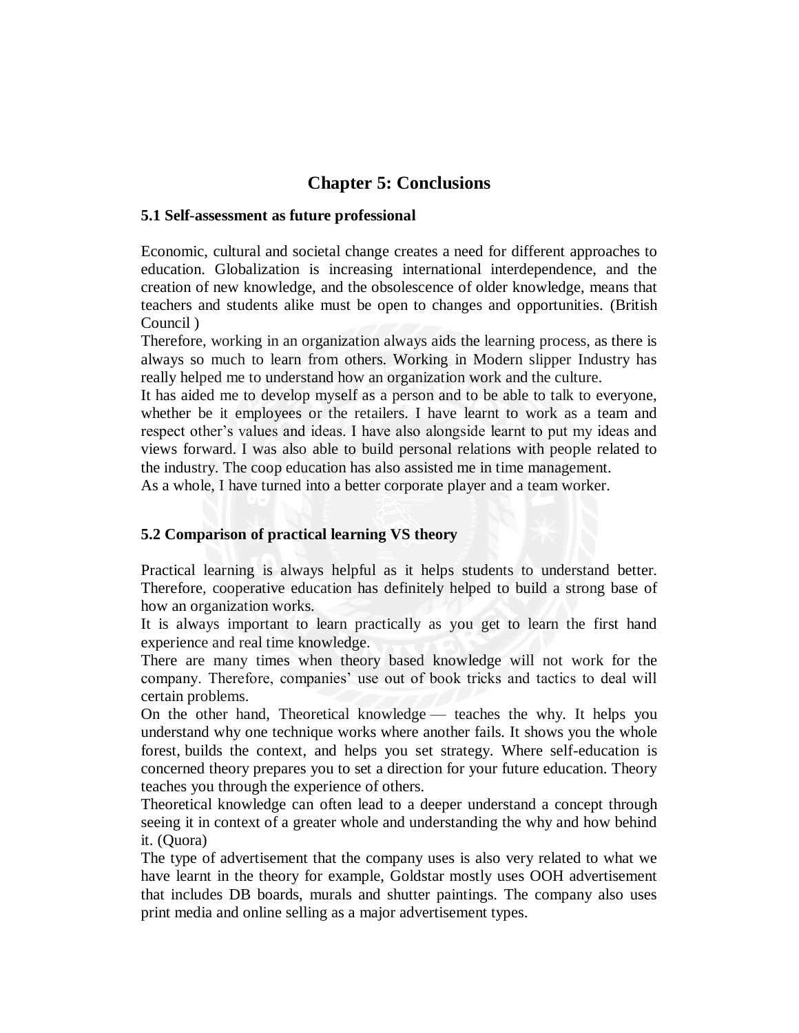# Chapter 5: Conclusions

### 5.1 Self-assessment as future professional

Economic, cultural and societal change creates a need for different approaches to education. Globalization is increasing international interdependence, and the creation of new knowledge, and the obsolescence of older knowledge, means that teachers and students alike must be open to changes and opportunities. (British Council )

Therefore, working in an organization always aids the learning process, as there is always so much to learn from others. Working in Modern slipper Industry has really helped me to understand how an organization work and the culture.

It has aided me to develop myself as a person and to be able to talk to everyone, whether be it employees or the retailers. I have learnt to work as a team and respect other's values and ideas. I have also alongside learnt to put my ideas and views forward. I was also able to build personal relations with people related to the industry. The coop education has also assisted me in time management.

As a whole, I have turned into a better corporate player and a team worker.

### 5.2 Comparison of practical learning VS theory

Practical learning is always helpful as it helps students to understand better. Therefore, cooperative education has definitely helped to build a strong base of how an organization works.

It is always important to learn practically as you get to learn the first hand experience and real time knowledge.

There are many times when theory based knowledge will not work for the company. Therefore, companies' use out of book tricks and tactics to deal will certain problems.

On the other hand, Theoretical knowledge — teaches the why. It helps you understand why one technique works where another fails. It shows you the whole forest, builds the context, and helps you set strategy. Where self-education is concerned theory prepares you to set a direction for your future education. Theory teaches you through the experience of others.

Theoretical knowledge can often lead to a deeper understand a concept through seeing it in context of a greater whole and understanding the why and how behind it. (Quora)

The type of advertisement that the company uses is also very related to what we have learnt in the theory for example, Goldstar mostly uses OOH advertisement that includes DB boards, murals and shutter paintings. The company also uses print media and online selling as a major advertisement types.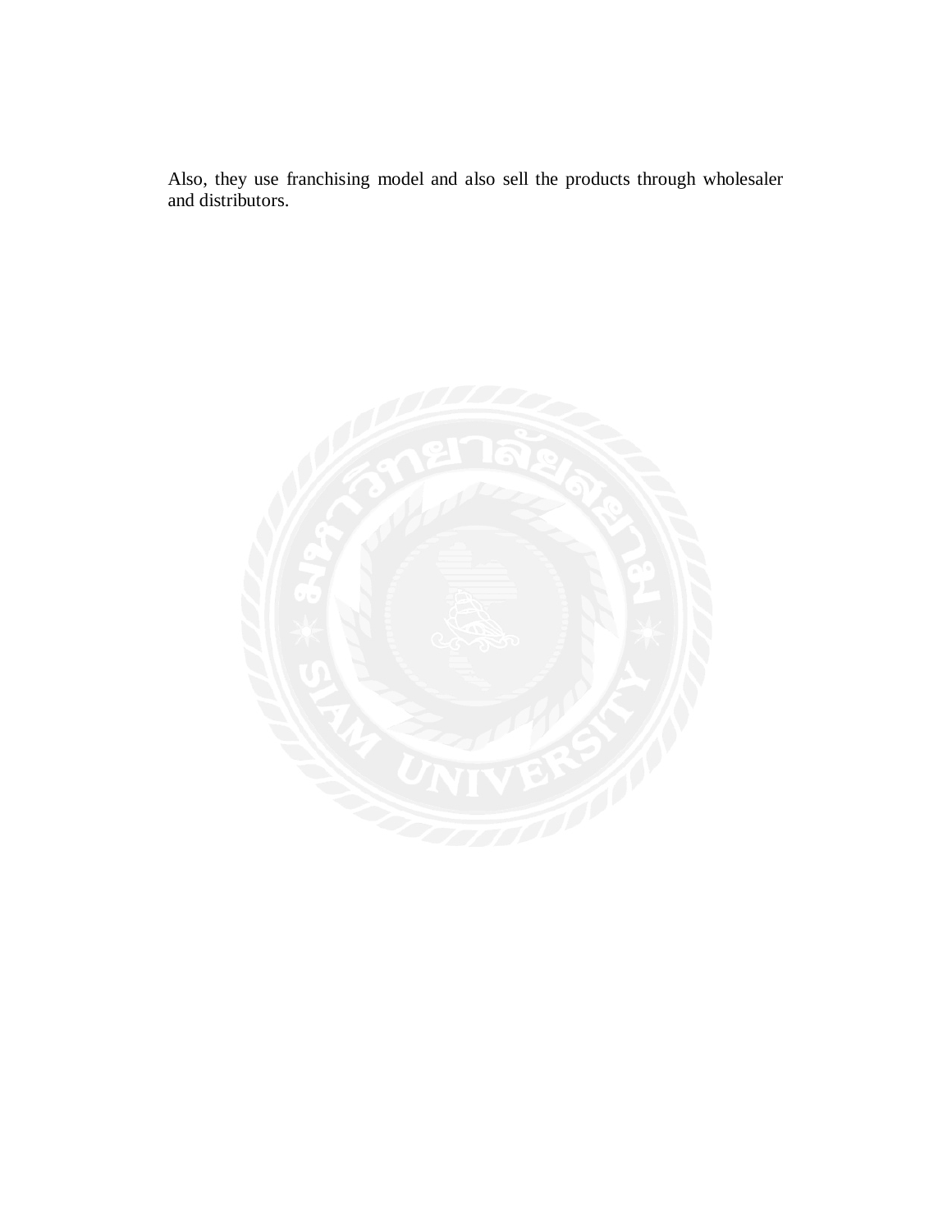Also, they use franchising model and also sell the products through wholesaler and distributors.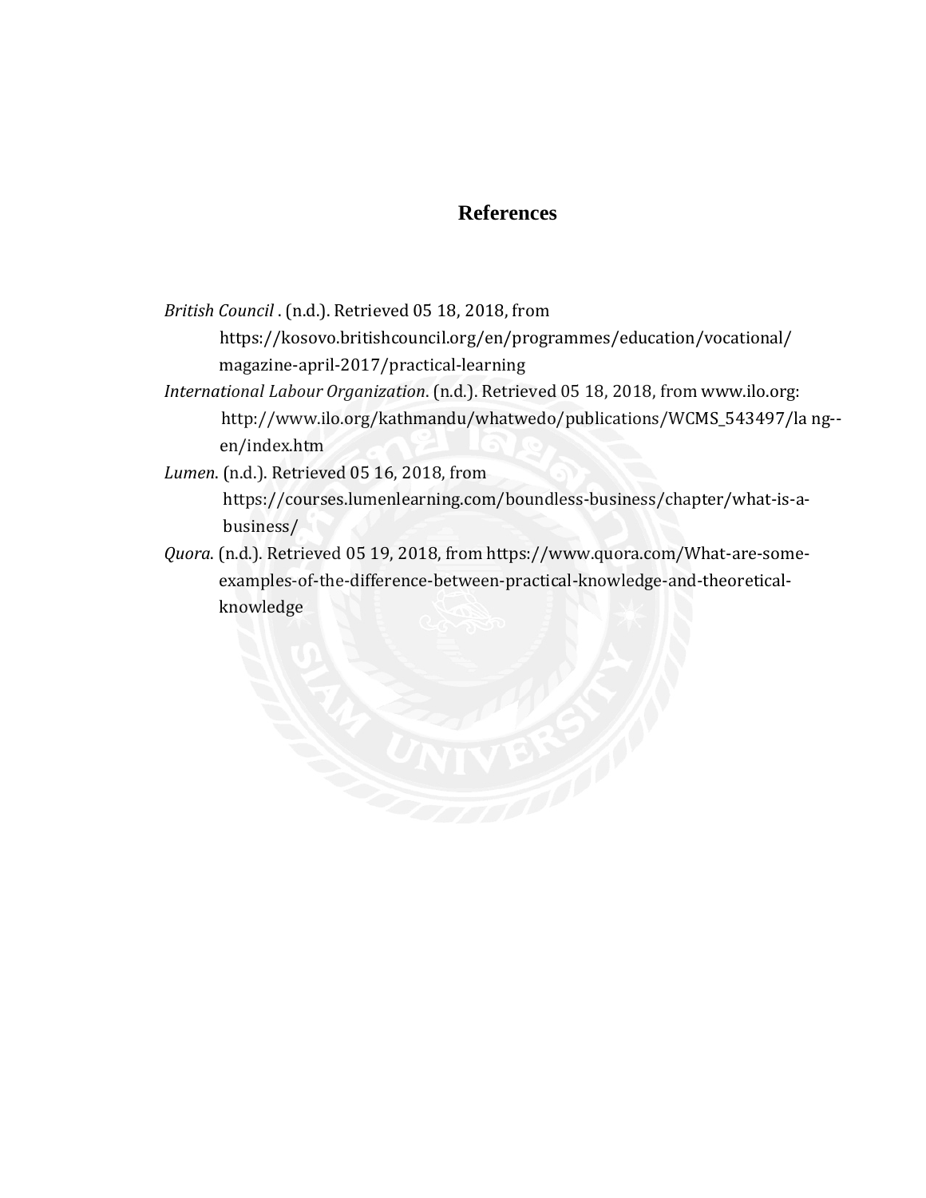# References

*British Council* . (n.d.). Retrieved 05 18, 2018, from https://kosovo.britishcouncil.org/en/programmes/education/vocational/magazine-april-2017/practical-learning

*International Labour Organization*. (n.d.). Retrieved 05 18, 2018, from www.ilo.org: http://www.ilo.org/kathmandu/whatwedo/publications/WCMS_543497/la ng--en/index.htm

*Lumen*. (n.d.). Retrieved 05 16, 2018, from https://courses.lumenlearning.com/boundless-business/chapter/what-is-a-business/

*Quora*. (n.d.). Retrieved 05 19, 2018, from https://www.quora.com/What-are-some-examples-of-the-difference-between-practical-knowledge-and-theoretical-knowledge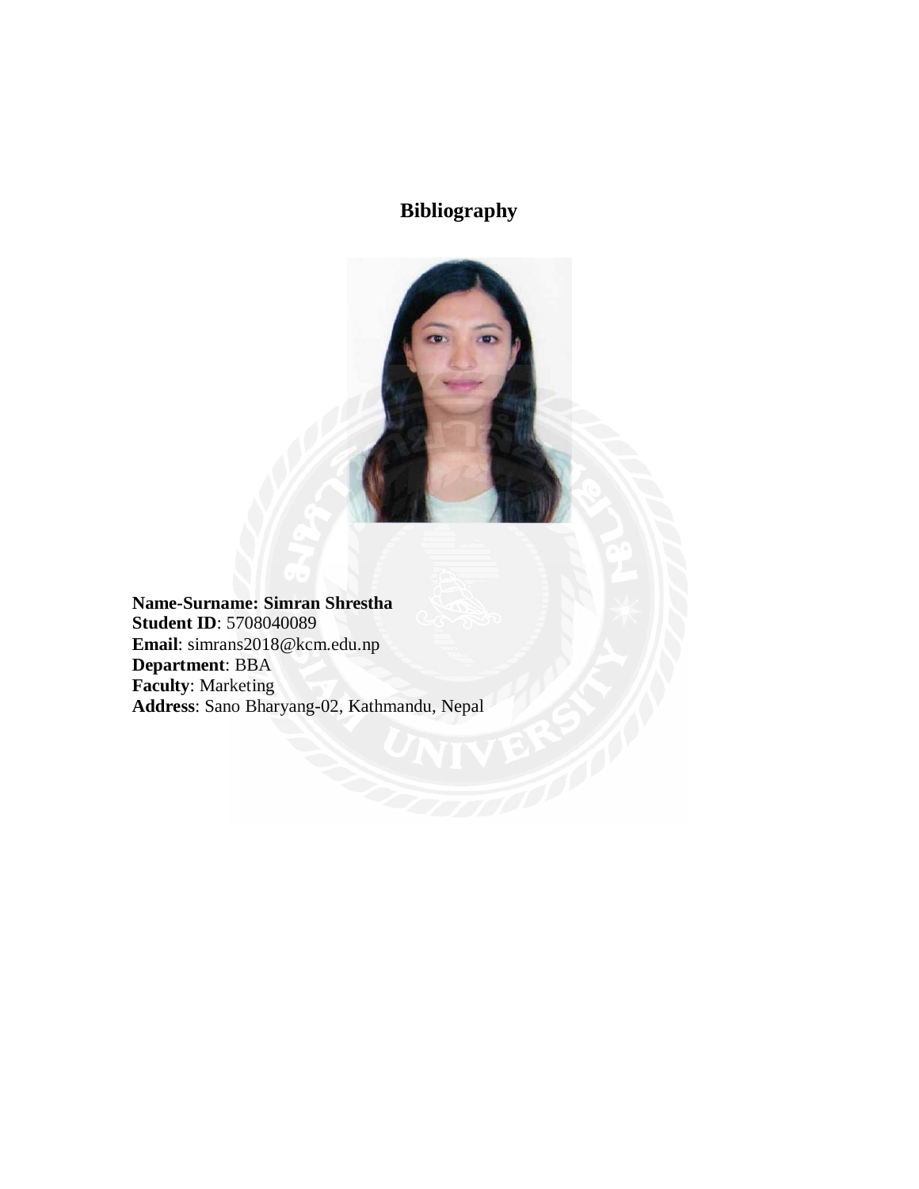# Bibliography

**Name-Surname: Simran Shrestha**
**Student ID**: 5708040089
**Email**: simrans2018@kcm.edu.np
**Department**: BBA
**Faculty**: Marketing
**Address**: Sano Bharyang-02, Kathmandu, Nepal